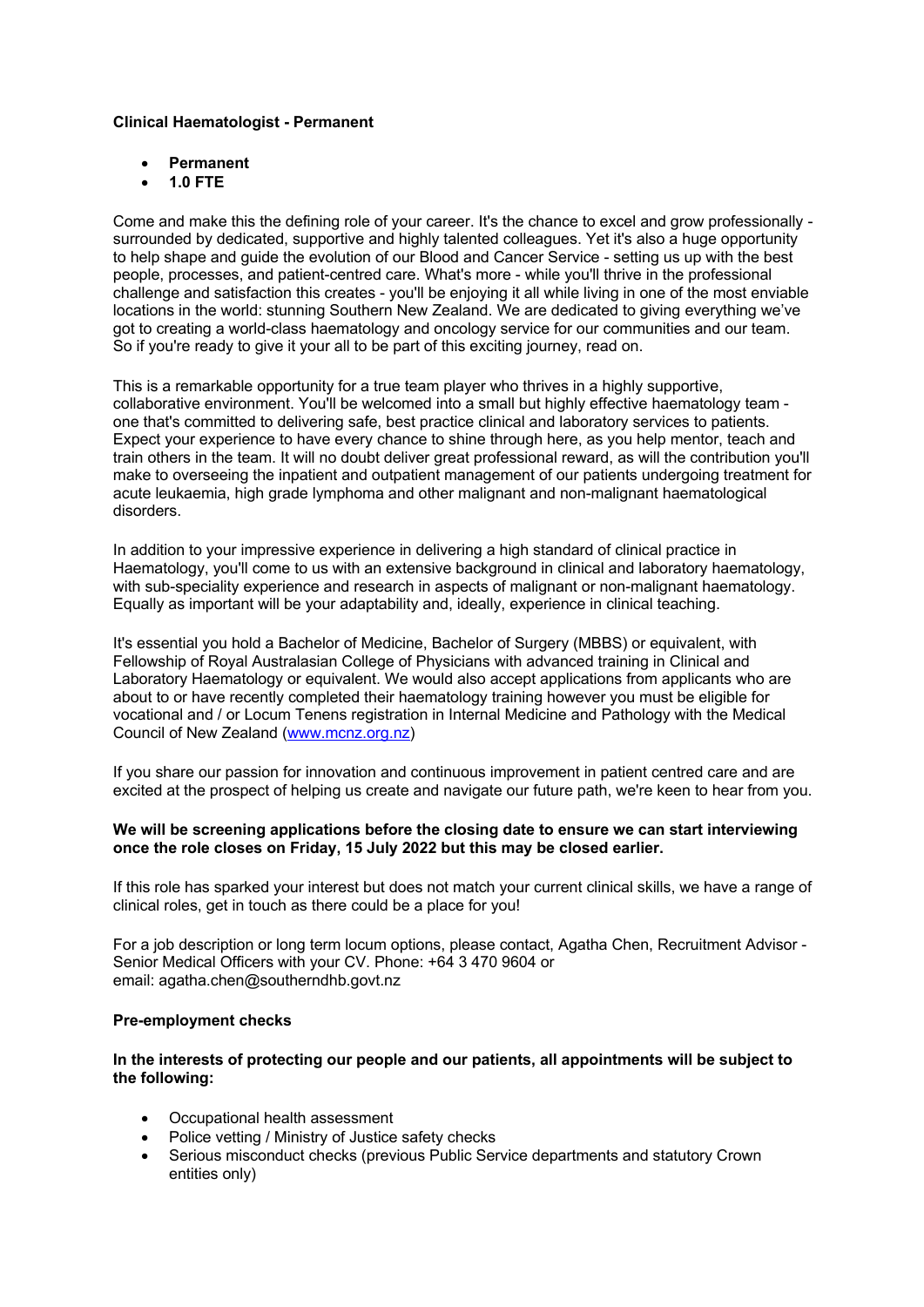**Clinical Haematologist - Permanent**

- **Permanent**
- **1.0 FTE**

Come and make this the defining role of your career. It's the chance to excel and grow professionally - surrounded by dedicated, supportive and highly talented colleagues. Yet it's also a huge opportunity to help shape and guide the evolution of our Blood and Cancer Service - setting us up with the best people, processes, and patient-centred care. What's more - while you'll thrive in the professional challenge and satisfaction this creates - you'll be enjoying it all while living in one of the most enviable locations in the world: stunning Southern New Zealand. We are dedicated to giving everything we've got to creating a world-class haematology and oncology service for our communities and our team. So if you're ready to give it your all to be part of this exciting journey, read on.

This is a remarkable opportunity for a true team player who thrives in a highly supportive, collaborative environment. You'll be welcomed into a small but highly effective haematology team - one that's committed to delivering safe, best practice clinical and laboratory services to patients. Expect your experience to have every chance to shine through here, as you help mentor, teach and train others in the team. It will no doubt deliver great professional reward, as will the contribution you'll make to overseeing the inpatient and outpatient management of our patients undergoing treatment for acute leukaemia, high grade lymphoma and other malignant and non-malignant haematological disorders.

In addition to your impressive experience in delivering a high standard of clinical practice in Haematology, you'll come to us with an extensive background in clinical and laboratory haematology, with sub-speciality experience and research in aspects of malignant or non-malignant haematology. Equally as important will be your adaptability and, ideally, experience in clinical teaching.

It's essential you hold a Bachelor of Medicine, Bachelor of Surgery (MBBS) or equivalent, with Fellowship of Royal Australasian College of Physicians with advanced training in Clinical and Laboratory Haematology or equivalent. We would also accept applications from applicants who are about to or have recently completed their haematology training however you must be eligible for vocational and / or Locum Tenens registration in Internal Medicine and Pathology with the Medical Council of New Zealand (www.mcnz.org.nz)

If you share our passion for innovation and continuous improvement in patient centred care and are excited at the prospect of helping us create and navigate our future path, we're keen to hear from you.

**We will be screening applications before the closing date to ensure we can start interviewing once the role closes on Friday, 15 July 2022 but this may be closed earlier.**

If this role has sparked your interest but does not match your current clinical skills, we have a range of clinical roles, get in touch as there could be a place for you!

For a job description or long term locum options, please contact, Agatha Chen, Recruitment Advisor - Senior Medical Officers with your CV. Phone: +64 3 470 9604 or email: agatha.chen@southerndhb.govt.nz

**Pre-employment checks**

**In the interests of protecting our people and our patients, all appointments will be subject to the following:**

- Occupational health assessment
- Police vetting / Ministry of Justice safety checks
- Serious misconduct checks (previous Public Service departments and statutory Crown entities only)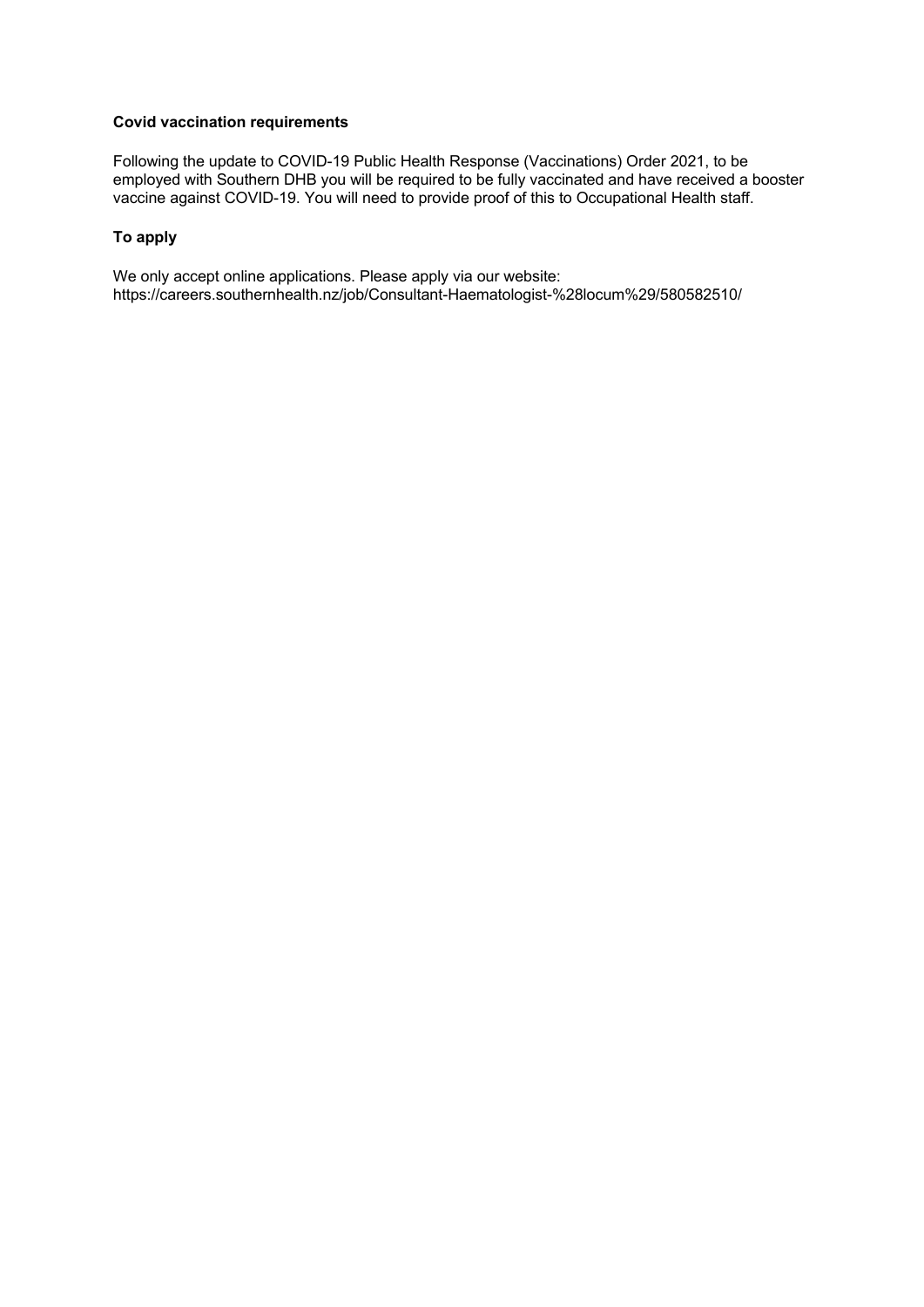**Covid vaccination requirements**

Following the update to COVID-19 Public Health Response (Vaccinations) Order 2021, to be employed with Southern DHB you will be required to be fully vaccinated and have received a booster vaccine against COVID-19. You will need to provide proof of this to Occupational Health staff.

**To apply**

We only accept online applications. Please apply via our website:
https://careers.southernhealth.nz/job/Consultant-Haematologist-%28locum%29/580582510/